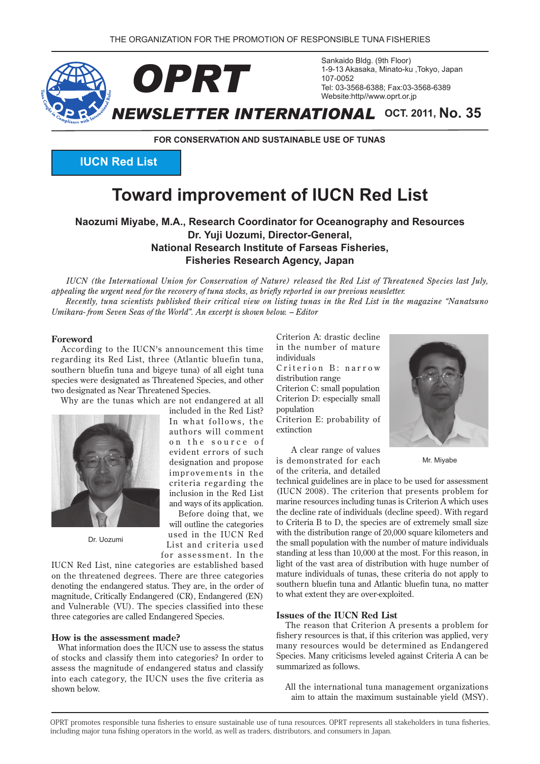THE ORGANIZATION FOR THE PROMOTION OF RESPONSIBLE TUNA FISHERIES

# OPRT NEWSLETTER INTERNATIONAL

OCT. 2011, No. 35

Sankaido Bldg. (9th Floor)
1-9-13 Akasaka, Minato-ku ,Tokyo, Japan
107-0052
Tel: 03-3568-6388; Fax:03-3568-6389
Website:http//www.oprt.or.jp

FOR CONSERVATION AND SUSTAINABLE USE OF TUNAS

**IUCN Red List**

# Toward improvement of IUCN Red List

**Naozumi Miyabe, M.A., Research Coordinator for Oceanography and Resources**
**Dr. Yuji Uozumi, Director-General,**
**National Research Institute of Farseas Fisheries,**
**Fisheries Research Agency, Japan**

*IUCN (the International Union for Conservation of Nature) released the Red List of Threatened Species last July, appealing the urgent need for the recovery of tuna stocks, as briefly reported in our previous newsletter.*

*Recently, tuna scientists published their critical view on listing tunas in the Red List in the magazine "Nanatsuno Umikara- from Seven Seas of the World". An excerpt is shown below. – Editor*

## Foreword

According to the IUCN's announcement this time regarding its Red List, three (Atlantic bluefin tuna, southern bluefin tuna and bigeye tuna) of all eight tuna species were designated as Threatened Species, and other two designated as Near Threatened Species.

Why are the tunas which are not endangered at all included in the Red List? In what follows, the authors will comment on the source of evident errors of such designation and propose improvements in the criteria regarding the inclusion in the Red List and ways of its application.

Dr. Uozumi

Before doing that, we will outline the categories used in the IUCN Red List and criteria used for assessment. In the IUCN Red List, nine categories are established based on the threatened degrees. There are three categories denoting the endangered status. They are, in the order of magnitude, Critically Endangered (CR), Endangered (EN) and Vulnerable (VU). The species classified into these three categories are called Endangered Species.

## How is the assessment made?

What information does the IUCN use to assess the status of stocks and classify them into categories? In order to assess the magnitude of endangered status and classify into each category, the IUCN uses the five criteria as shown below.

Criterion A: drastic decline in the number of mature individuals
Criterion B: narrow distribution range
Criterion C: small population
Criterion D: especially small population
Criterion E: probability of extinction

Mr. Miyabe

A clear range of values is demonstrated for each of the criteria, and detailed technical guidelines are in place to be used for assessment (IUCN 2008). The criterion that presents problem for marine resources including tunas is Criterion A which uses the decline rate of individuals (decline speed). With regard to Criteria B to D, the species are of extremely small size with the distribution range of 20,000 square kilometers and the small population with the number of mature individuals standing at less than 10,000 at the most. For this reason, in light of the vast area of distribution with huge number of mature individuals of tunas, these criteria do not apply to southern bluefin tuna and Atlantic bluefin tuna, no matter to what extent they are over-exploited.

## Issues of the IUCN Red List

The reason that Criterion A presents a problem for fishery resources is that, if this criterion was applied, very many resources would be determined as Endangered Species. Many criticisms leveled against Criteria A can be summarized as follows.

All the international tuna management organizations aim to attain the maximum sustainable yield (MSY).

OPRT promotes responsible tuna fisheries to ensure sustainable use of tuna resources. OPRT represents all stakeholders in tuna fisheries, including major tuna fishing operators in the world, as well as traders, distributors, and consumers in Japan.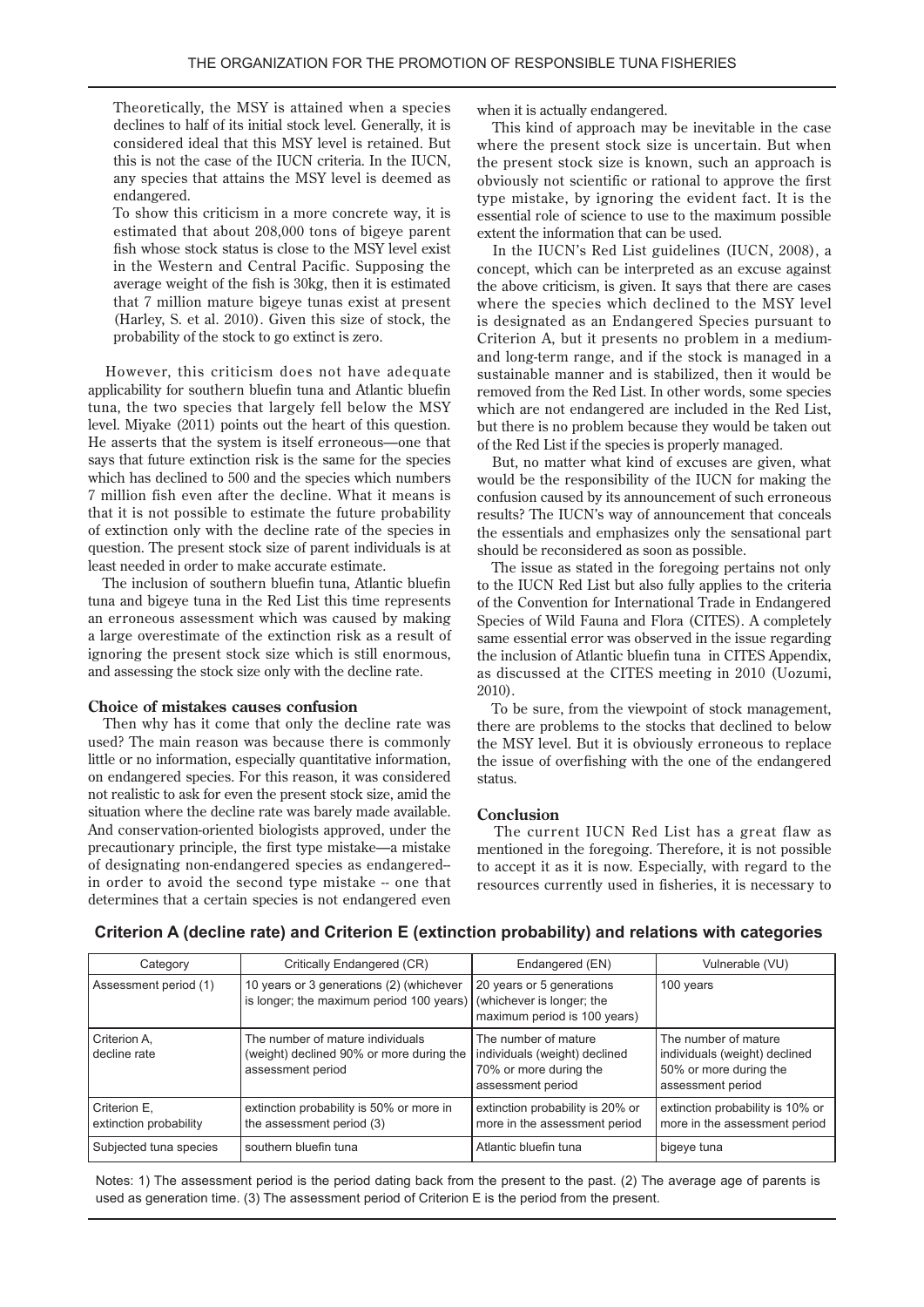Theoretically, the MSY is attained when a species declines to half of its initial stock level. Generally, it is considered ideal that this MSY level is retained. But this is not the case of the IUCN criteria. In the IUCN, any species that attains the MSY level is deemed as endangered.

To show this criticism in a more concrete way, it is estimated that about 208,000 tons of bigeye parent fish whose stock status is close to the MSY level exist in the Western and Central Pacific. Supposing the average weight of the fish is 30kg, then it is estimated that 7 million mature bigeye tunas exist at present (Harley, S. et al. 2010). Given this size of stock, the probability of the stock to go extinct is zero.

However, this criticism does not have adequate applicability for southern bluefin tuna and Atlantic bluefin tuna, the two species that largely fell below the MSY level. Miyake (2011) points out the heart of this question. He asserts that the system is itself erroneous—one that says that future extinction risk is the same for the species which has declined to 500 and the species which numbers 7 million fish even after the decline. What it means is that it is not possible to estimate the future probability of extinction only with the decline rate of the species in question. The present stock size of parent individuals is at least needed in order to make accurate estimate.

The inclusion of southern bluefin tuna, Atlantic bluefin tuna and bigeye tuna in the Red List this time represents an erroneous assessment which was caused by making a large overestimate of the extinction risk as a result of ignoring the present stock size which is still enormous, and assessing the stock size only with the decline rate.

**Choice of mistakes causes confusion**

Then why has it come that only the decline rate was used? The main reason was because there is commonly little or no information, especially quantitative information, on endangered species. For this reason, it was considered not realistic to ask for even the present stock size, amid the situation where the decline rate was barely made available. And conservation-oriented biologists approved, under the precautionary principle, the first type mistake—a mistake of designating non-endangered species as endangered-- in order to avoid the second type mistake -- one that determines that a certain species is not endangered even when it is actually endangered.

This kind of approach may be inevitable in the case where the present stock size is uncertain. But when the present stock size is known, such an approach is obviously not scientific or rational to approve the first type mistake, by ignoring the evident fact. It is the essential role of science to use to the maximum possible extent the information that can be used.

In the IUCN's Red List guidelines (IUCN, 2008), a concept, which can be interpreted as an excuse against the above criticism, is given. It says that there are cases where the species which declined to the MSY level is designated as an Endangered Species pursuant to Criterion A, but it presents no problem in a medium- and long-term range, and if the stock is managed in a sustainable manner and is stabilized, then it would be removed from the Red List. In other words, some species which are not endangered are included in the Red List, but there is no problem because they would be taken out of the Red List if the species is properly managed.

But, no matter what kind of excuses are given, what would be the responsibility of the IUCN for making the confusion caused by its announcement of such erroneous results? The IUCN's way of announcement that conceals the essentials and emphasizes only the sensational part should be reconsidered as soon as possible.

The issue as stated in the foregoing pertains not only to the IUCN Red List but also fully applies to the criteria of the Convention for International Trade in Endangered Species of Wild Fauna and Flora (CITES). A completely same essential error was observed in the issue regarding the inclusion of Atlantic bluefin tuna in CITES Appendix, as discussed at the CITES meeting in 2010 (Uozumi, 2010).

To be sure, from the viewpoint of stock management, there are problems to the stocks that declined to below the MSY level. But it is obviously erroneous to replace the issue of overfishing with the one of the endangered status.

**Conclusion**

The current IUCN Red List has a great flaw as mentioned in the foregoing. Therefore, it is not possible to accept it as it is now. Especially, with regard to the resources currently used in fisheries, it is necessary to

**Criterion A (decline rate) and Criterion E (extinction probability) and relations with categories**

| Category | Critically Endangered (CR) | Endangered (EN) | Vulnerable (VU) |
|---|---|---|---|
| Assessment period (1) | 10 years or 3 generations (2) (whichever is longer; the maximum period 100 years) | 20 years or 5 generations (whichever is longer; the maximum period is 100 years) | 100 years |
| Criterion A, decline rate | The number of mature individuals (weight) declined 90% or more during the assessment period | The number of mature individuals (weight) declined 70% or more during the assessment period | The number of mature individuals (weight) declined 50% or more during the assessment period |
| Criterion E, extinction probability | extinction probability is 50% or more in the assessment period (3) | extinction probability is 20% or more in the assessment period | extinction probability is 10% or more in the assessment period |
| Subjected tuna species | southern bluefin tuna | Atlantic bluefin tuna | bigeye tuna |

Notes: 1) The assessment period is the period dating back from the present to the past. (2) The average age of parents is used as generation time. (3) The assessment period of Criterion E is the period from the present.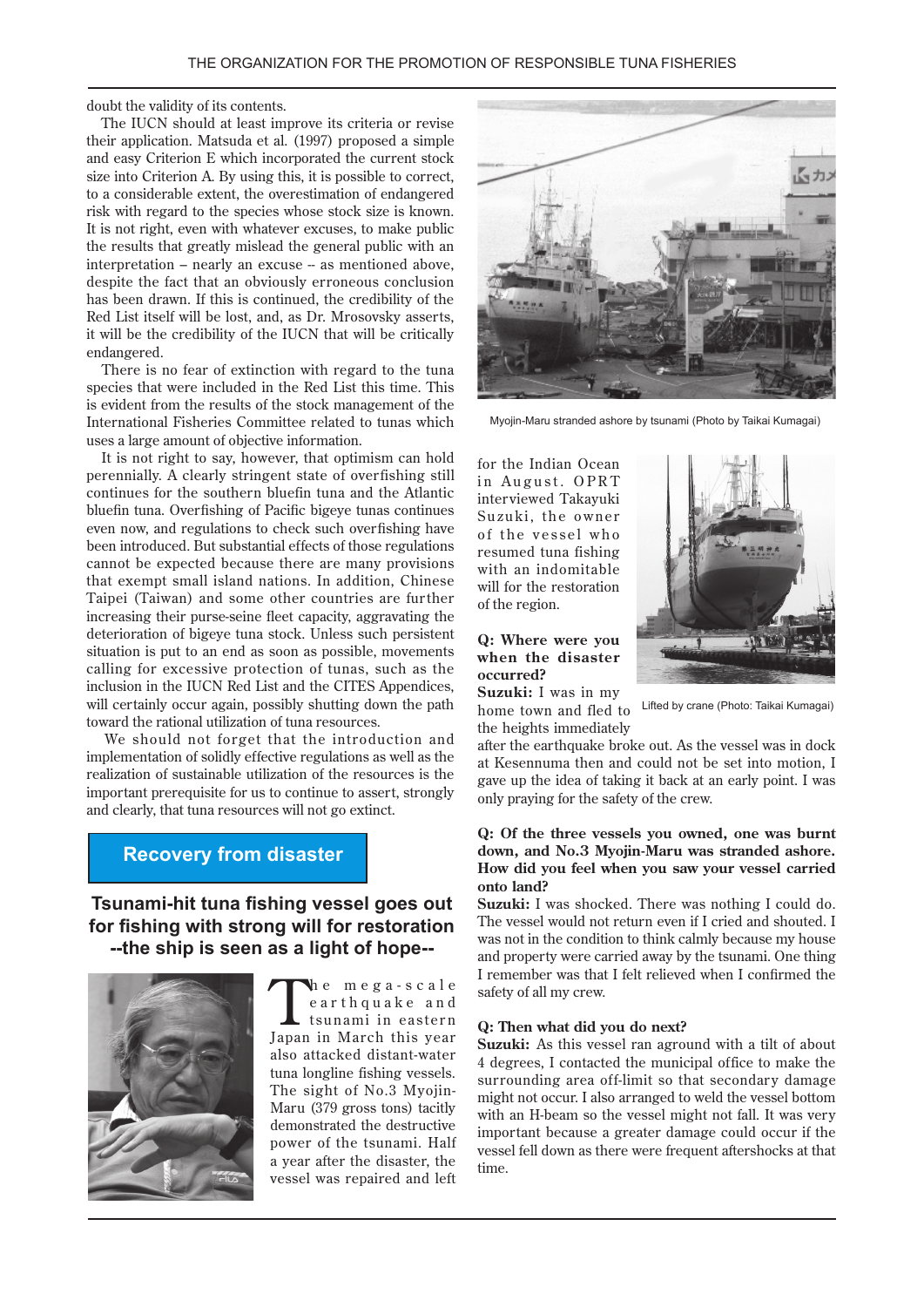doubt the validity of its contents.

The IUCN should at least improve its criteria or revise their application. Matsuda et al. (1997) proposed a simple and easy Criterion E which incorporated the current stock size into Criterion A. By using this, it is possible to correct, to a considerable extent, the overestimation of endangered risk with regard to the species whose stock size is known. It is not right, even with whatever excuses, to make public the results that greatly mislead the general public with an interpretation – nearly an excuse -- as mentioned above, despite the fact that an obviously erroneous conclusion has been drawn. If this is continued, the credibility of the Red List itself will be lost, and, as Dr. Mrosovsky asserts, it will be the credibility of the IUCN that will be critically endangered.

There is no fear of extinction with regard to the tuna species that were included in the Red List this time. This is evident from the results of the stock management of the International Fisheries Committee related to tunas which uses a large amount of objective information.

It is not right to say, however, that optimism can hold perennially. A clearly stringent state of overfishing still continues for the southern bluefin tuna and the Atlantic bluefin tuna. Overfishing of Pacific bigeye tunas continues even now, and regulations to check such overfishing have been introduced. But substantial effects of those regulations cannot be expected because there are many provisions that exempt small island nations. In addition, Chinese Taipei (Taiwan) and some other countries are further increasing their purse-seine fleet capacity, aggravating the deterioration of bigeye tuna stock. Unless such persistent situation is put to an end as soon as possible, movements calling for excessive protection of tunas, such as the inclusion in the IUCN Red List and the CITES Appendices, will certainly occur again, possibly shutting down the path toward the rational utilization of tuna resources.

We should not forget that the introduction and implementation of solidly effective regulations as well as the realization of sustainable utilization of the resources is the important prerequisite for us to continue to assert, strongly and clearly, that tuna resources will not go extinct.

## Recovery from disaster

### Tsunami-hit tuna fishing vessel goes out for fishing with strong will for restoration --the ship is seen as a light of hope--

The mega-scale earthquake and tsunami in eastern Japan in March this year also attacked distant-water tuna longline fishing vessels. The sight of No.3 Myojin-Maru (379 gross tons) tacitly demonstrated the destructive power of the tsunami. Half a year after the disaster, the vessel was repaired and left for the Indian Ocean in August. OPRT interviewed Takayuki Suzuki, the owner of the vessel who resumed tuna fishing with an indomitable will for the restoration of the region.

Myojin-Maru stranded ashore by tsunami (Photo by Taikai Kumagai)

Lifted by crane (Photo: Taikai Kumagai)

**Q: Where were you when the disaster occurred?**

**Suzuki:** I was in my home town and fled to the heights immediately after the earthquake broke out. As the vessel was in dock at Kesennuma then and could not be set into motion, I gave up the idea of taking it back at an early point. I was only praying for the safety of the crew.

**Q: Of the three vessels you owned, one was burnt down, and No.3 Myojin-Maru was stranded ashore. How did you feel when you saw your vessel carried onto land?**

**Suzuki:** I was shocked. There was nothing I could do. The vessel would not return even if I cried and shouted. I was not in the condition to think calmly because my house and property were carried away by the tsunami. One thing I remember was that I felt relieved when I confirmed the safety of all my crew.

**Q: Then what did you do next?**

**Suzuki:** As this vessel ran aground with a tilt of about 4 degrees, I contacted the municipal office to make the surrounding area off-limit so that secondary damage might not occur. I also arranged to weld the vessel bottom with an H-beam so the vessel might not fall. It was very important because a greater damage could occur if the vessel fell down as there were frequent aftershocks at that time.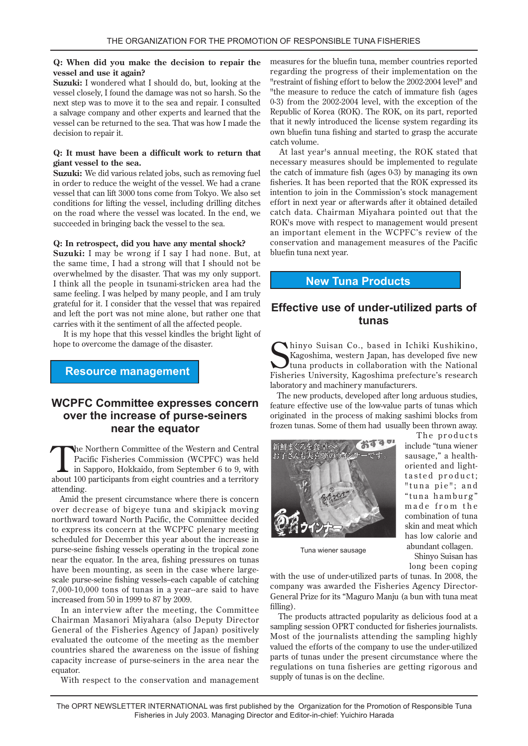**Q: When did you make the decision to repair the vessel and use it again?**

**Suzuki:** I wondered what I should do, but, looking at the vessel closely, I found the damage was not so harsh. So the next step was to move it to the sea and repair. I consulted a salvage company and other experts and learned that the vessel can be returned to the sea. That was how I made the decision to repair it.

**Q: It must have been a difficult work to return that giant vessel to the sea.**

**Suzuki:** We did various related jobs, such as removing fuel in order to reduce the weight of the vessel. We had a crane vessel that can lift 3000 tons come from Tokyo. We also set conditions for lifting the vessel, including drilling ditches on the road where the vessel was located. In the end, we succeeded in bringing back the vessel to the sea.

**Q: In retrospect, did you have any mental shock?**

**Suzuki:** I may be wrong if I say I had none. But, at the same time, I had a strong will that I should not be overwhelmed by the disaster. That was my only support. I think all the people in tsunami-stricken area had the same feeling. I was helped by many people, and I am truly grateful for it. I consider that the vessel that was repaired and left the port was not mine alone, but rather one that carries with it the sentiment of all the affected people.

It is my hope that this vessel kindles the bright light of hope to overcome the damage of the disaster.

## Resource management

### WCPFC Committee expresses concern over the increase of purse-seiners near the equator

The Northern Committee of the Western and Central Pacific Fisheries Commission (WCPFC) was held in Sapporo, Hokkaido, from September 6 to 9, with about 100 participants from eight countries and a territory attending.

Amid the present circumstance where there is concern over decrease of bigeye tuna and skipjack moving northward toward North Pacific, the Committee decided to express its concern at the WCPFC plenary meeting scheduled for December this year about the increase in purse-seine fishing vessels operating in the tropical zone near the equator. In the area, fishing pressures on tunas have been mounting, as seen in the case where large-scale purse-seine fishing vessels–each capable of catching 7,000-10,000 tons of tunas in a year--are said to have increased from 50 in 1999 to 87 by 2009.

In an interview after the meeting, the Committee Chairman Masanori Miyahara (also Deputy Director General of the Fisheries Agency of Japan) positively evaluated the outcome of the meeting as the member countries shared the awareness on the issue of fishing capacity increase of purse-seiners in the area near the equator.

With respect to the conservation and management measures for the bluefin tuna, member countries reported regarding the progress of their implementation on the "restraint of fishing effort to below the 2002-2004 level" and "the measure to reduce the catch of immature fish (ages 0-3) from the 2002-2004 level, with the exception of the Republic of Korea (ROK). The ROK, on its part, reported that it newly introduced the license system regarding its own bluefin tuna fishing and started to grasp the accurate catch volume.

At last year's annual meeting, the ROK stated that necessary measures should be implemented to regulate the catch of immature fish (ages 0-3) by managing its own fisheries. It has been reported that the ROK expressed its intention to join in the Commission's stock management effort in next year or afterwards after it obtained detailed catch data. Chairman Miyahara pointed out that the ROK's move with respect to management would present an important element in the WCPFC's review of the conservation and management measures of the Pacific bluefin tuna next year.

## New Tuna Products

### Effective use of under-utilized parts of tunas

Shinyo Suisan Co., based in Ichiki Kushikino, Kagoshima, western Japan, has developed five new tuna products in collaboration with the National Fisheries University, Kagoshima prefecture's research laboratory and machinery manufacturers.

The new products, developed after long arduous studies, feature effective use of the low-value parts of tunas which originated in the process of making sashimi blocks from frozen tunas. Some of them had usually been thrown away.

Tuna wiener sausage

The products include "tuna wiener sausage," a health-oriented and light-tasted product; "tuna pie"; and "tuna hamburg" made from the combination of tuna skin and meat which has low calorie and abundant collagen.

Shinyo Suisan has long been coping with the use of under-utilized parts of tunas. In 2008, the company was awarded the Fisheries Agency Director-General Prize for its "Maguro Manju (a bun with tuna meat filling).

The products attracted popularity as delicious food at a sampling session OPRT conducted for fisheries journalists. Most of the journalists attending the sampling highly valued the efforts of the company to use the under-utilized parts of tunas under the present circumstance where the regulations on tuna fisheries are getting rigorous and supply of tunas is on the decline.

The OPRT NEWSLETTER INTERNATIONAL was first published by the Organization for the Promotion of Responsible Tuna Fisheries in July 2003. Managing Director and Editor-in-chief: Yuichiro Harada